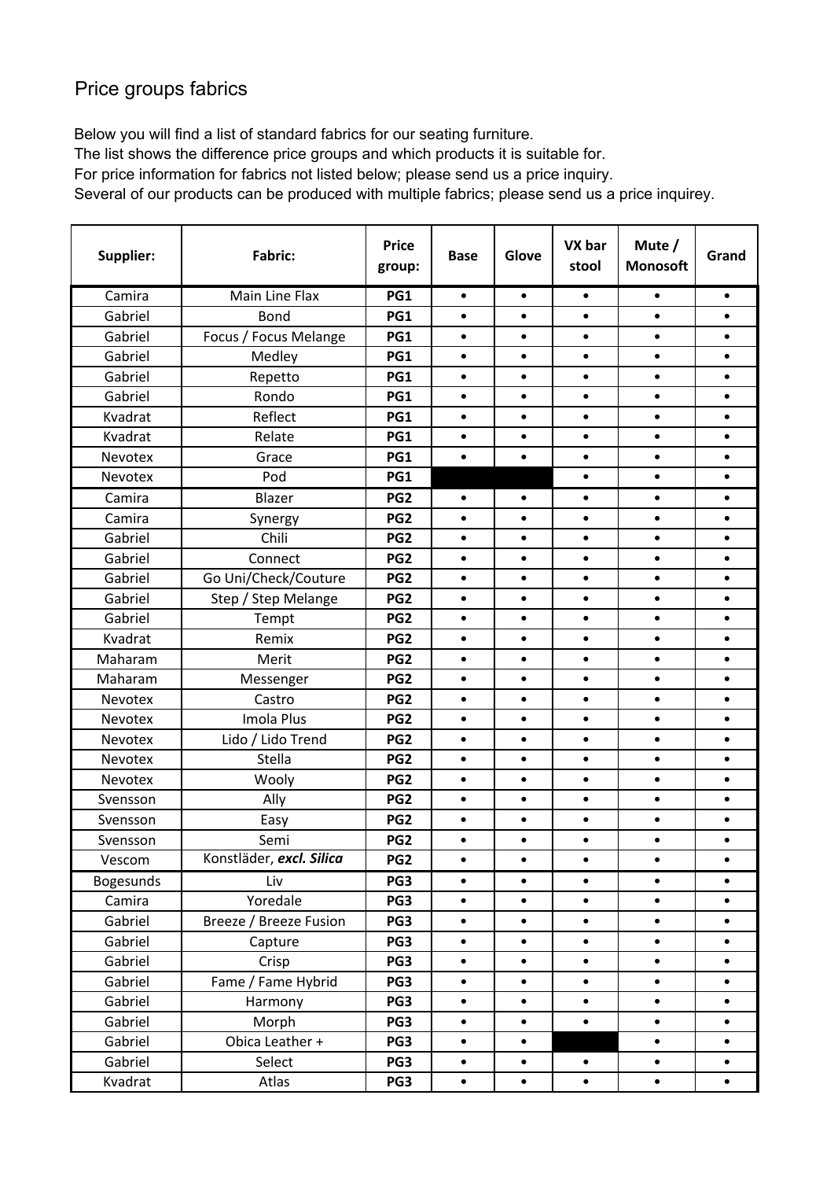# Price groups fabrics

Below you will find a list of standard fabrics for our seating furniture.
The list shows the difference price groups and which products it is suitable for.
For price information for fabrics not listed below; please send us a price inquiry.
Several of our products can be produced with multiple fabrics; please send us a price inquirey.

| Supplier: | Fabric: | Price group: | Base | Glove | VX bar stool | Mute / Monosoft | Grand |
|---|---|---|---|---|---|---|---|
| Camira | Main Line Flax | **PG1** | • | • | • | • | • |
| Gabriel | Bond | **PG1** | • | • | • | • | • |
| Gabriel | Focus / Focus Melange | **PG1** | • | • | • | • | • |
| Gabriel | Medley | **PG1** | • | • | • | • | • |
| Gabriel | Repetto | **PG1** | • | • | • | • | • |
| Gabriel | Rondo | **PG1** | • | • | • | • | • |
| Kvadrat | Reflect | **PG1** | • | • | • | • | • |
| Kvadrat | Relate | **PG1** | • | • | • | • | • |
| Nevotex | Grace | **PG1** | • | • | • | • | • |
| Nevotex | Pod | **PG1** | | | • | • | • |
| Camira | Blazer | **PG2** | • | • | • | • | • |
| Camira | Synergy | **PG2** | • | • | • | • | • |
| Gabriel | Chili | **PG2** | • | • | • | • | • |
| Gabriel | Connect | **PG2** | • | • | • | • | • |
| Gabriel | Go Uni/Check/Couture | **PG2** | • | • | • | • | • |
| Gabriel | Step / Step Melange | **PG2** | • | • | • | • | • |
| Gabriel | Tempt | **PG2** | • | • | • | • | • |
| Kvadrat | Remix | **PG2** | • | • | • | • | • |
| Maharam | Merit | **PG2** | • | • | • | • | • |
| Maharam | Messenger | **PG2** | • | • | • | • | • |
| Nevotex | Castro | **PG2** | • | • | • | • | • |
| Nevotex | Imola Plus | **PG2** | • | • | • | • | • |
| Nevotex | Lido / Lido Trend | **PG2** | • | • | • | • | • |
| Nevotex | Stella | **PG2** | • | • | • | • | • |
| Nevotex | Wooly | **PG2** | • | • | • | • | • |
| Svensson | Ally | **PG2** | • | • | • | • | • |
| Svensson | Easy | **PG2** | • | • | • | • | • |
| Svensson | Semi | **PG2** | • | • | • | • | • |
| Vescom | Konstläder, ***excl. Silica*** | **PG2** | • | • | • | • | • |
| Bogesunds | Liv | **PG3** | • | • | • | • | • |
| Camira | Yoredale | **PG3** | • | • | • | • | • |
| Gabriel | Breeze / Breeze Fusion | **PG3** | • | • | • | • | • |
| Gabriel | Capture | **PG3** | • | • | • | • | • |
| Gabriel | Crisp | **PG3** | • | • | • | • | • |
| Gabriel | Fame / Fame Hybrid | **PG3** | • | • | • | • | • |
| Gabriel | Harmony | **PG3** | • | • | • | • | • |
| Gabriel | Morph | **PG3** | • | • | • | • | • |
| Gabriel | Obica Leather + | **PG3** | • | • | | • | • |
| Gabriel | Select | **PG3** | • | • | • | • | • |
| Kvadrat | Atlas | **PG3** | • | • | • | • | • |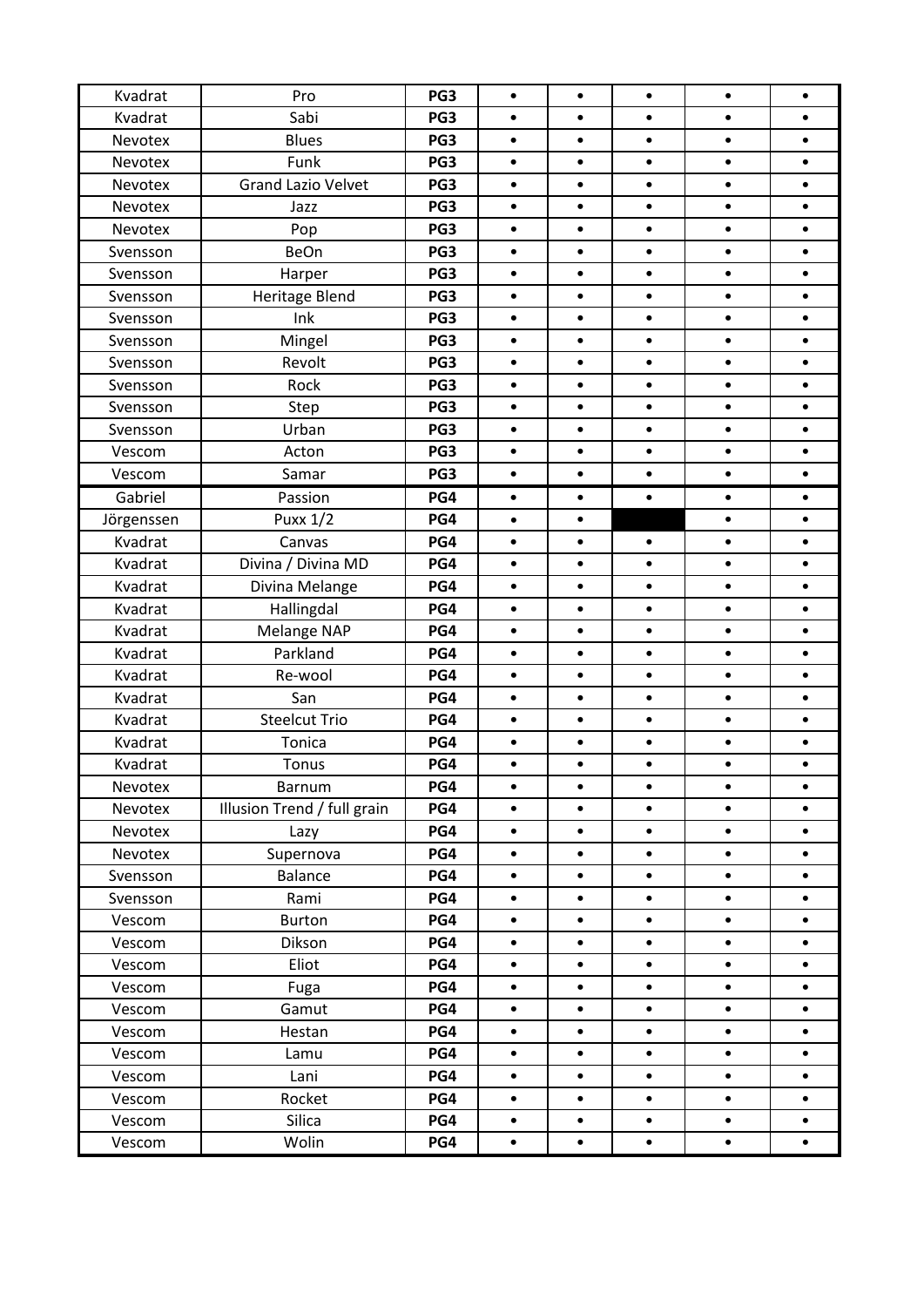| | | | | | | | |
|---|---|---|---|---|---|---|---|
| Kvadrat | Pro | **PG3** | • | • | • | • | • |
| Kvadrat | Sabi | **PG3** | • | • | • | • | • |
| Nevotex | Blues | **PG3** | • | • | • | • | • |
| Nevotex | Funk | **PG3** | • | • | • | • | • |
| Nevotex | Grand Lazio Velvet | **PG3** | • | • | • | • | • |
| Nevotex | Jazz | **PG3** | • | • | • | • | • |
| Nevotex | Pop | **PG3** | • | • | • | • | • |
| Svensson | BeOn | **PG3** | • | • | • | • | • |
| Svensson | Harper | **PG3** | • | • | • | • | • |
| Svensson | Heritage Blend | **PG3** | • | • | • | • | • |
| Svensson | Ink | **PG3** | • | • | • | • | • |
| Svensson | Mingel | **PG3** | • | • | • | • | • |
| Svensson | Revolt | **PG3** | • | • | • | • | • |
| Svensson | Rock | **PG3** | • | • | • | • | • |
| Svensson | Step | **PG3** | • | • | • | • | • |
| Svensson | Urban | **PG3** | • | • | • | • | • |
| Vescom | Acton | **PG3** | • | • | • | • | • |
| Vescom | Samar | **PG3** | • | • | • | • | • |
| Gabriel | Passion | **PG4** | • | • | • | • | • |
| Jörgenssen | Puxx 1/2 | **PG4** | • | • | | • | • |
| Kvadrat | Canvas | **PG4** | • | • | • | • | • |
| Kvadrat | Divina / Divina MD | **PG4** | • | • | • | • | • |
| Kvadrat | Divina Melange | **PG4** | • | • | • | • | • |
| Kvadrat | Hallingdal | **PG4** | • | • | • | • | • |
| Kvadrat | Melange NAP | **PG4** | • | • | • | • | • |
| Kvadrat | Parkland | **PG4** | • | • | • | • | • |
| Kvadrat | Re-wool | **PG4** | • | • | • | • | • |
| Kvadrat | San | **PG4** | • | • | • | • | • |
| Kvadrat | Steelcut Trio | **PG4** | • | • | • | • | • |
| Kvadrat | Tonica | **PG4** | • | • | • | • | • |
| Kvadrat | Tonus | **PG4** | • | • | • | • | • |
| Nevotex | Barnum | **PG4** | • | • | • | • | • |
| Nevotex | Illusion Trend / full grain | **PG4** | • | • | • | • | • |
| Nevotex | Lazy | **PG4** | • | • | • | • | • |
| Nevotex | Supernova | **PG4** | • | • | • | • | • |
| Svensson | Balance | **PG4** | • | • | • | • | • |
| Svensson | Rami | **PG4** | • | • | • | • | • |
| Vescom | Burton | **PG4** | • | • | • | • | • |
| Vescom | Dikson | **PG4** | • | • | • | • | • |
| Vescom | Eliot | **PG4** | • | • | • | • | • |
| Vescom | Fuga | **PG4** | • | • | • | • | • |
| Vescom | Gamut | **PG4** | • | • | • | • | • |
| Vescom | Hestan | **PG4** | • | • | • | • | • |
| Vescom | Lamu | **PG4** | • | • | • | • | • |
| Vescom | Lani | **PG4** | • | • | • | • | • |
| Vescom | Rocket | **PG4** | • | • | • | • | • |
| Vescom | Silica | **PG4** | • | • | • | • | • |
| Vescom | Wolin | **PG4** | • | • | • | • | • |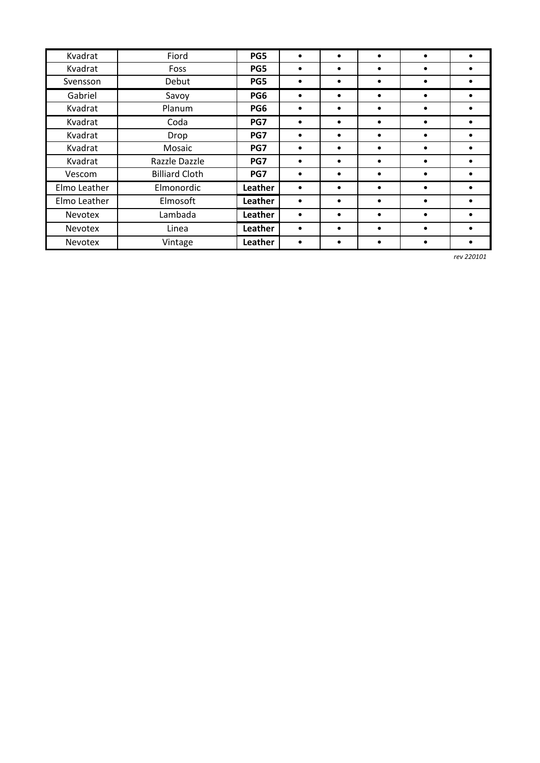| | | | | | | | |
|---|---|---|---|---|---|---|---|
| Kvadrat | Fiord | **PG5** | • | • | • | • | • |
| Kvadrat | Foss | **PG5** | • | • | • | • | • |
| Svensson | Debut | **PG5** | • | • | • | • | • |
| Gabriel | Savoy | **PG6** | • | • | • | • | • |
| Kvadrat | Planum | **PG6** | • | • | • | • | • |
| Kvadrat | Coda | **PG7** | • | • | • | • | • |
| Kvadrat | Drop | **PG7** | • | • | • | • | • |
| Kvadrat | Mosaic | **PG7** | • | • | • | • | • |
| Kvadrat | Razzle Dazzle | **PG7** | • | • | • | • | • |
| Vescom | Billiard Cloth | **PG7** | • | • | • | • | • |
| Elmo Leather | Elmonordic | **Leather** | • | • | • | • | • |
| Elmo Leather | Elmosoft | **Leather** | • | • | • | • | • |
| Nevotex | Lambada | **Leather** | • | • | • | • | • |
| Nevotex | Linea | **Leather** | • | • | • | • | • |
| Nevotex | Vintage | **Leather** | • | • | • | • | • |

*rev 220101*